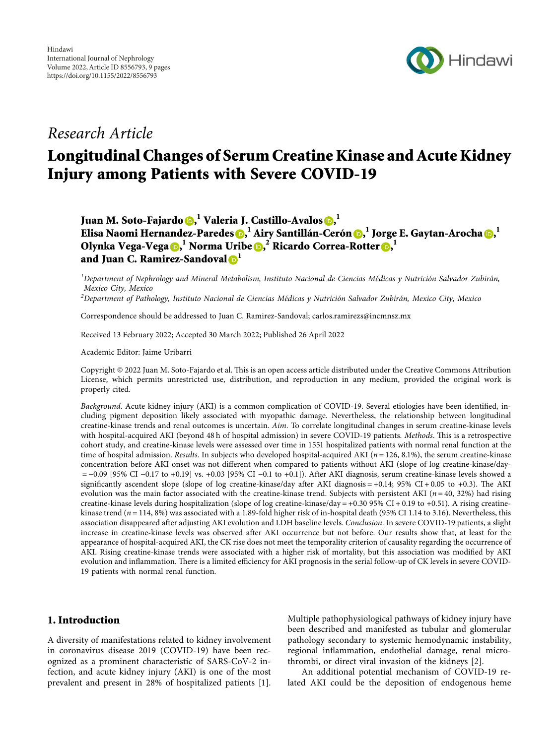*Research Article*

# Longitudinal Changes of Serum Creatine Kinase and Acute Kidney Injury among Patients with Severe COVID-19

**Juan M. Soto-Fajardo**,[1] **Valeria J. Castillo-Avalos**,[1] **Elisa Naomi Hernandez-Paredes**,[1] **Airy Santillán-Cerón**,[1] **Jorge E. Gaytan-Arocha**,[1] **Olynka Vega-Vega**,[1] **Norma Uribe**,[2] **Ricardo Correa-Rotter**,[1] **and Juan C. Ramirez-Sandoval**[1]

[1]*Department of Nephrology and Mineral Metabolism, Instituto Nacional de Ciencias Médicas y Nutrición Salvador Zubirán, Mexico City, Mexico*

[2]*Department of Pathology, Instituto Nacional de Ciencias Médicas y Nutrición Salvador Zubirán, Mexico City, Mexico*

Correspondence should be addressed to Juan C. Ramirez-Sandoval; carlos.ramirezs@incmnsz.mx

Received 13 February 2022; Accepted 30 March 2022; Published 26 April 2022

Academic Editor: Jaime Uribarri

Copyright © 2022 Juan M. Soto-Fajardo et al. This is an open access article distributed under the Creative Commons Attribution License, which permits unrestricted use, distribution, and reproduction in any medium, provided the original work is properly cited.

*Background*. Acute kidney injury (AKI) is a common complication of COVID-19. Several etiologies have been identified, including pigment deposition likely associated with myopathic damage. Nevertheless, the relationship between longitudinal creatine-kinase trends and renal outcomes is uncertain. *Aim*. To correlate longitudinal changes in serum creatine-kinase levels with hospital-acquired AKI (beyond 48 h of hospital admission) in severe COVID-19 patients. *Methods*. This is a retrospective cohort study, and creatine-kinase levels were assessed over time in 1551 hospitalized patients with normal renal function at the time of hospital admission. *Results*. In subjects who developed hospital-acquired AKI ($n = 126$, 8.1%), the serum creatine-kinase concentration before AKI onset was not different when compared to patients without AKI (slope of log creatine-kinase/day = −0.09 [95% CI −0.17 to +0.19] vs. +0.03 [95% CI −0.1 to +0.1]). After AKI diagnosis, serum creatine-kinase levels showed a significantly ascendent slope (slope of log creatine-kinase/day after AKI diagnosis = +0.14; 95% CI + 0.05 to +0.3). The AKI evolution was the main factor associated with the creatine-kinase trend. Subjects with persistent AKI ($n = 40$, 32%) had rising creatine-kinase levels during hospitalization (slope of log creatine-kinase/day = +0.30 95% CI + 0.19 to +0.51). A rising creatine-kinase trend ($n = 114$, 8%) was associated with a 1.89-fold higher risk of in-hospital death (95% CI 1.14 to 3.16). Nevertheless, this association disappeared after adjusting AKI evolution and LDH baseline levels. *Conclusion*. In severe COVID-19 patients, a slight increase in creatine-kinase levels was observed after AKI occurrence but not before. Our results show that, at least for the appearance of hospital-acquired AKI, the CK rise does not meet the temporality criterion of causality regarding the occurrence of AKI. Rising creatine-kinase trends were associated with a higher risk of mortality, but this association was modified by AKI evolution and inflammation. There is a limited efficiency for AKI prognosis in the serial follow-up of CK levels in severe COVID-19 patients with normal renal function.

## 1. Introduction

A diversity of manifestations related to kidney involvement in coronavirus disease 2019 (COVID-19) have been recognized as a prominent characteristic of SARS-CoV-2 infection, and acute kidney injury (AKI) is one of the most prevalent and present in 28% of hospitalized patients [1]. Multiple pathophysiological pathways of kidney injury have been described and manifested as tubular and glomerular pathology secondary to systemic hemodynamic instability, regional inflammation, endothelial damage, renal microthrombi, or direct viral invasion of the kidneys [2].

An additional potential mechanism of COVID-19 related AKI could be the deposition of endogenous heme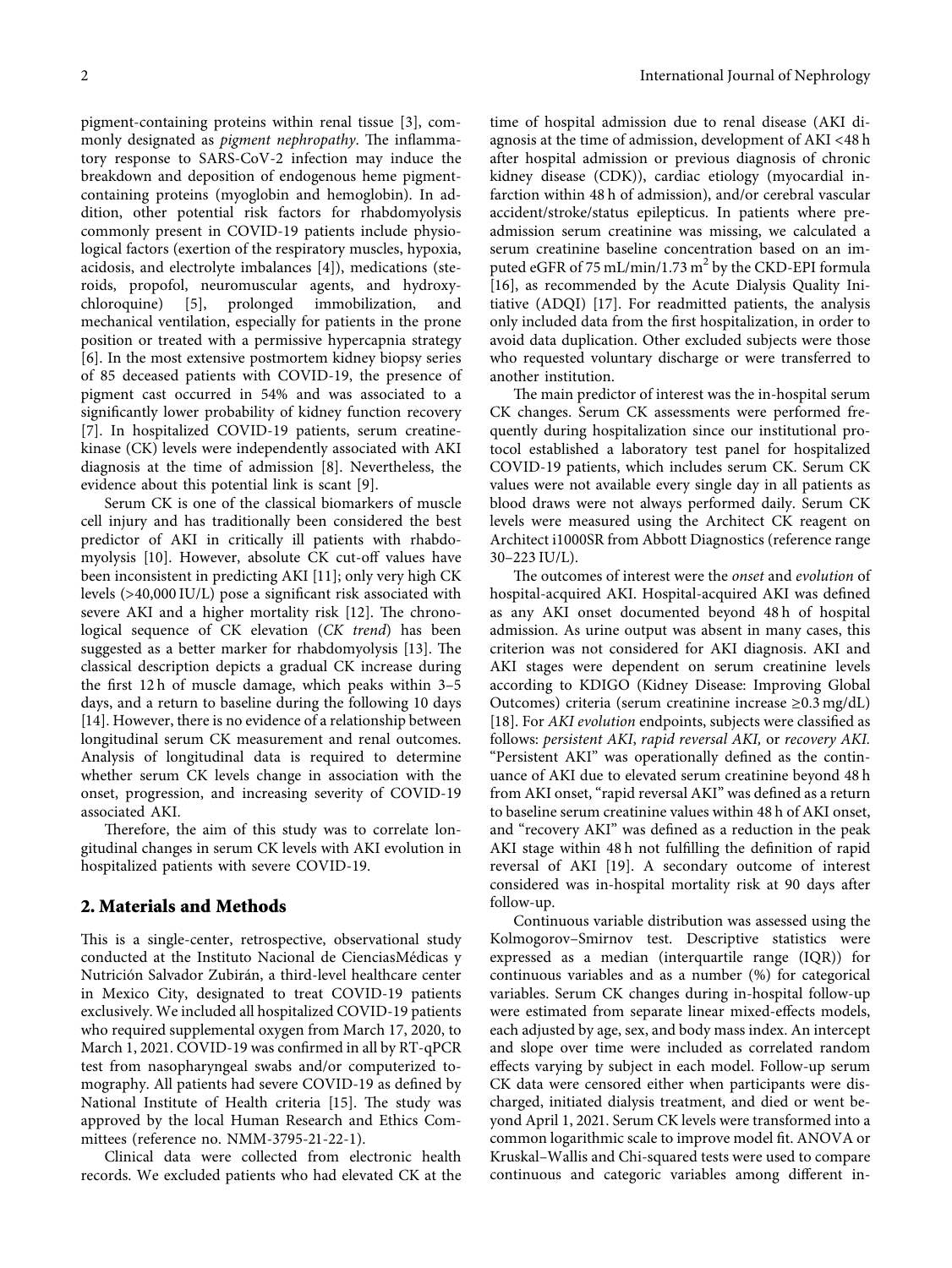pigment-containing proteins within renal tissue [3], commonly designated as *pigment nephropathy*. The inflammatory response to SARS-CoV-2 infection may induce the breakdown and deposition of endogenous heme pigment-containing proteins (myoglobin and hemoglobin). In addition, other potential risk factors for rhabdomyolysis commonly present in COVID-19 patients include physiological factors (exertion of the respiratory muscles, hypoxia, acidosis, and electrolyte imbalances [4]), medications (steroids, propofol, neuromuscular agents, and hydroxychloroquine) [5], prolonged immobilization, and mechanical ventilation, especially for patients in the prone position or treated with a permissive hypercapnia strategy [6]. In the most extensive postmortem kidney biopsy series of 85 deceased patients with COVID-19, the presence of pigment cast occurred in 54% and was associated to a significantly lower probability of kidney function recovery [7]. In hospitalized COVID-19 patients, serum creatine-kinase (CK) levels were independently associated with AKI diagnosis at the time of admission [8]. Nevertheless, the evidence about this potential link is scant [9].

Serum CK is one of the classical biomarkers of muscle cell injury and has traditionally been considered the best predictor of AKI in critically ill patients with rhabdomyolysis [10]. However, absolute CK cut-off values have been inconsistent in predicting AKI [11]; only very high CK levels (>40,000 IU/L) pose a significant risk associated with severe AKI and a higher mortality risk [12]. The chronological sequence of CK elevation (*CK trend*) has been suggested as a better marker for rhabdomyolysis [13]. The classical description depicts a gradual CK increase during the first 12 h of muscle damage, which peaks within 3–5 days, and a return to baseline during the following 10 days [14]. However, there is no evidence of a relationship between longitudinal serum CK measurement and renal outcomes. Analysis of longitudinal data is required to determine whether serum CK levels change in association with the onset, progression, and increasing severity of COVID-19 associated AKI.

Therefore, the aim of this study was to correlate longitudinal changes in serum CK levels with AKI evolution in hospitalized patients with severe COVID-19.

## 2. Materials and Methods

This is a single-center, retrospective, observational study conducted at the Instituto Nacional de CienciasMédicas y Nutrición Salvador Zubirán, a third-level healthcare center in Mexico City, designated to treat COVID-19 patients exclusively. We included all hospitalized COVID-19 patients who required supplemental oxygen from March 17, 2020, to March 1, 2021. COVID-19 was confirmed in all by RT-qPCR test from nasopharyngeal swabs and/or computerized tomography. All patients had severe COVID-19 as defined by National Institute of Health criteria [15]. The study was approved by the local Human Research and Ethics Committees (reference no. NMM-3795-21-22-1).

Clinical data were collected from electronic health records. We excluded patients who had elevated CK at the time of hospital admission due to renal disease (AKI diagnosis at the time of admission, development of AKI <48 h after hospital admission or previous diagnosis of chronic kidney disease (CDK)), cardiac etiology (myocardial infarction within 48 h of admission), and/or cerebral vascular accident/stroke/status epilepticus. In patients where pre-admission serum creatinine was missing, we calculated a serum creatinine baseline concentration based on an imputed eGFR of 75 mL/min/1.73 $m^2$ by the CKD-EPI formula [16], as recommended by the Acute Dialysis Quality Initiative (ADQI) [17]. For readmitted patients, the analysis only included data from the first hospitalization, in order to avoid data duplication. Other excluded subjects were those who requested voluntary discharge or were transferred to another institution.

The main predictor of interest was the in-hospital serum CK changes. Serum CK assessments were performed frequently during hospitalization since our institutional protocol established a laboratory test panel for hospitalized COVID-19 patients, which includes serum CK. Serum CK values were not available every single day in all patients as blood draws were not always performed daily. Serum CK levels were measured using the Architect CK reagent on Architect i1000SR from Abbott Diagnostics (reference range 30–223 IU/L).

The outcomes of interest were the *onset* and *evolution* of hospital-acquired AKI. Hospital-acquired AKI was defined as any AKI onset documented beyond 48 h of hospital admission. As urine output was absent in many cases, this criterion was not considered for AKI diagnosis. AKI and AKI stages were dependent on serum creatinine levels according to KDIGO (Kidney Disease: Improving Global Outcomes) criteria (serum creatinine increase ≥0.3 mg/dL) [18]. For *AKI evolution* endpoints, subjects were classified as follows: *persistent AKI*, *rapid reversal AKI,* or *recovery AKI.* "Persistent AKI" was operationally defined as the continuance of AKI due to elevated serum creatinine beyond 48 h from AKI onset, "rapid reversal AKI" was defined as a return to baseline serum creatinine values within 48 h of AKI onset, and "recovery AKI" was defined as a reduction in the peak AKI stage within 48 h not fulfilling the definition of rapid reversal of AKI [19]. A secondary outcome of interest considered was in-hospital mortality risk at 90 days after follow-up.

Continuous variable distribution was assessed using the Kolmogorov–Smirnov test. Descriptive statistics were expressed as a median (interquartile range (IQR)) for continuous variables and as a number (%) for categorical variables. Serum CK changes during in-hospital follow-up were estimated from separate linear mixed-effects models, each adjusted by age, sex, and body mass index. An intercept and slope over time were included as correlated random effects varying by subject in each model. Follow-up serum CK data were censored either when participants were discharged, initiated dialysis treatment, and died or went beyond April 1, 2021. Serum CK levels were transformed into a common logarithmic scale to improve model fit. ANOVA or Kruskal–Wallis and Chi-squared tests were used to compare continuous and categoric variables among different in-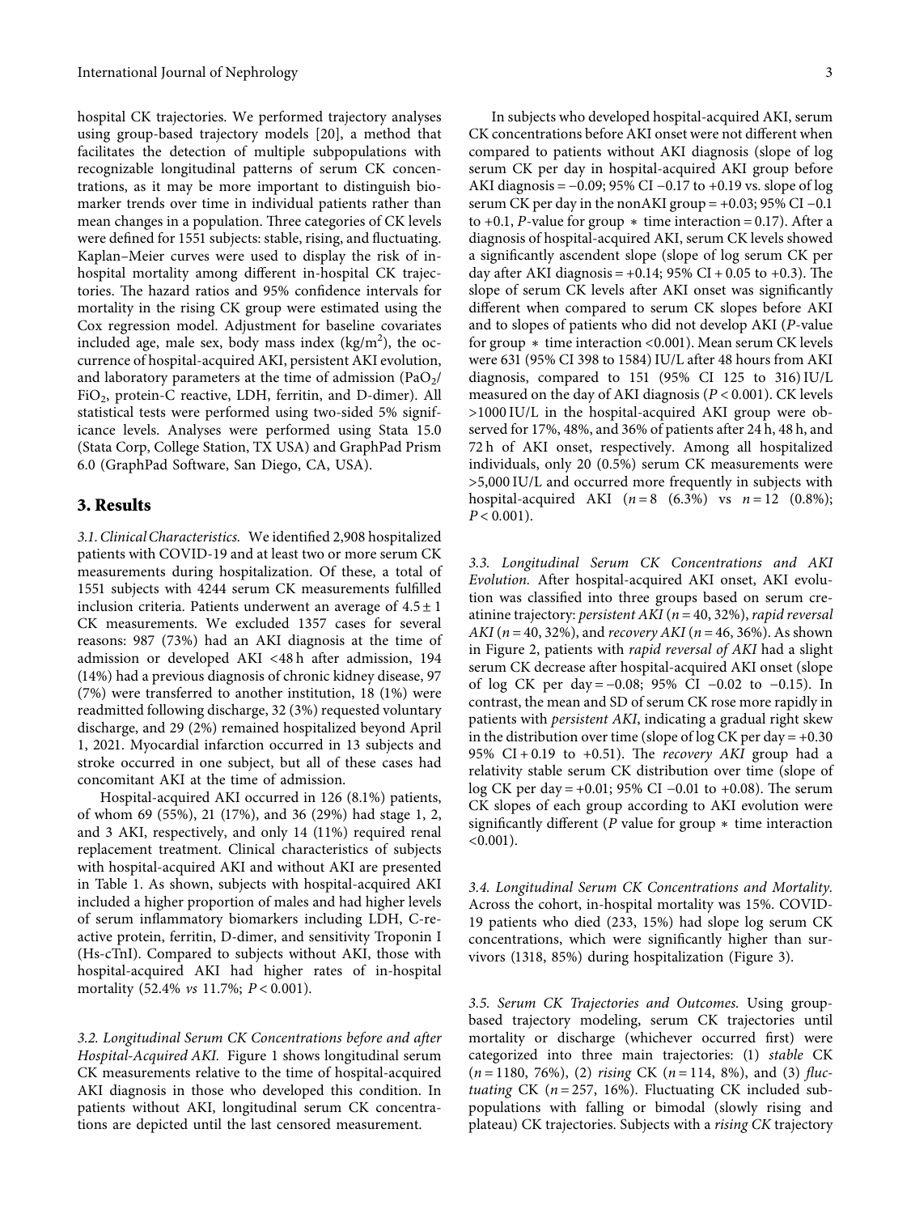hospital CK trajectories. We performed trajectory analyses using group-based trajectory models [20], a method that facilitates the detection of multiple subpopulations with recognizable longitudinal patterns of serum CK concentrations, as it may be more important to distinguish biomarker trends over time in individual patients rather than mean changes in a population. Three categories of CK levels were defined for 1551 subjects: stable, rising, and fluctuating. Kaplan–Meier curves were used to display the risk of in-hospital mortality among different in-hospital CK trajectories. The hazard ratios and 95% confidence intervals for mortality in the rising CK group were estimated using the Cox regression model. Adjustment for baseline covariates included age, male sex, body mass index ($kg/m^2$), the occurrence of hospital-acquired AKI, persistent AKI evolution, and laboratory parameters at the time of admission ($PaO_2/FiO_2$, protein-C reactive, LDH, ferritin, and D-dimer). All statistical tests were performed using two-sided 5% significance levels. Analyses were performed using Stata 15.0 (Stata Corp, College Station, TX USA) and GraphPad Prism 6.0 (GraphPad Software, San Diego, CA, USA).

## 3. Results

*3.1. Clinical Characteristics.* We identified 2,908 hospitalized patients with COVID-19 and at least two or more serum CK measurements during hospitalization. Of these, a total of 1551 subjects with 4244 serum CK measurements fulfilled inclusion criteria. Patients underwent an average of $4.5 \pm 1$ CK measurements. We excluded 1357 cases for several reasons: 987 (73%) had an AKI diagnosis at the time of admission or developed AKI <48 h after admission, 194 (14%) had a previous diagnosis of chronic kidney disease, 97 (7%) were transferred to another institution, 18 (1%) were readmitted following discharge, 32 (3%) requested voluntary discharge, and 29 (2%) remained hospitalized beyond April 1, 2021. Myocardial infarction occurred in 13 subjects and stroke occurred in one subject, but all of these cases had concomitant AKI at the time of admission.

Hospital-acquired AKI occurred in 126 (8.1%) patients, of whom 69 (55%), 21 (17%), and 36 (29%) had stage 1, 2, and 3 AKI, respectively, and only 14 (11%) required renal replacement treatment. Clinical characteristics of subjects with hospital-acquired AKI and without AKI are presented in Table 1. As shown, subjects with hospital-acquired AKI included a higher proportion of males and had higher levels of serum inflammatory biomarkers including LDH, C-reactive protein, ferritin, D-dimer, and sensitivity Troponin I (Hs-cTnI). Compared to subjects without AKI, those with hospital-acquired AKI had higher rates of in-hospital mortality (52.4% *vs* 11.7%; $P < 0.001$).

*3.2. Longitudinal Serum CK Concentrations before and after Hospital-Acquired AKI.* Figure 1 shows longitudinal serum CK measurements relative to the time of hospital-acquired AKI diagnosis in those who developed this condition. In patients without AKI, longitudinal serum CK concentrations are depicted until the last censored measurement.

In subjects who developed hospital-acquired AKI, serum CK concentrations before AKI onset were not different when compared to patients without AKI diagnosis (slope of log serum CK per day in hospital-acquired AKI group before AKI diagnosis = −0.09; 95% CI −0.17 to +0.19 vs. slope of log serum CK per day in the nonAKI group = +0.03; 95% CI −0.1 to +0.1, *P*-value for group * time interaction = 0.17). After a diagnosis of hospital-acquired AKI, serum CK levels showed a significantly ascendent slope (slope of log serum CK per day after AKI diagnosis = +0.14; 95% CI + 0.05 to +0.3). The slope of serum CK levels after AKI onset was significantly different when compared to serum CK slopes before AKI and to slopes of patients who did not develop AKI (*P*-value for group * time interaction <0.001). Mean serum CK levels were 631 (95% CI 398 to 1584) IU/L after 48 hours from AKI diagnosis, compared to 151 (95% CI 125 to 316) IU/L measured on the day of AKI diagnosis ($P < 0.001$). CK levels >1000 IU/L in the hospital-acquired AKI group were observed for 17%, 48%, and 36% of patients after 24 h, 48 h, and 72 h of AKI onset, respectively. Among all hospitalized individuals, only 20 (0.5%) serum CK measurements were >5,000 IU/L and occurred more frequently in subjects with hospital-acquired AKI ($n = 8$ (6.3%) vs $n = 12$ (0.8%); $P < 0.001$).

*3.3. Longitudinal Serum CK Concentrations and AKI Evolution.* After hospital-acquired AKI onset, AKI evolution was classified into three groups based on serum creatinine trajectory: *persistent AKI* ($n = 40$, 32%), *rapid reversal AKI* ($n = 40$, 32%), and *recovery AKI* ($n = 46$, 36%). As shown in Figure 2, patients with *rapid reversal of AKI* had a slight serum CK decrease after hospital-acquired AKI onset (slope of log CK per day = −0.08; 95% CI −0.02 to −0.15). In contrast, the mean and SD of serum CK rose more rapidly in patients with *persistent AKI*, indicating a gradual right skew in the distribution over time (slope of log CK per day = +0.30 95% CI + 0.19 to +0.51). The *recovery AKI* group had a relativity stable serum CK distribution over time (slope of log CK per day = +0.01; 95% CI −0.01 to +0.08). The serum CK slopes of each group according to AKI evolution were significantly different (*P* value for group * time interaction <0.001).

*3.4. Longitudinal Serum CK Concentrations and Mortality.* Across the cohort, in-hospital mortality was 15%. COVID-19 patients who died (233, 15%) had slope log serum CK concentrations, which were significantly higher than survivors (1318, 85%) during hospitalization (Figure 3).

*3.5. Serum CK Trajectories and Outcomes.* Using group-based trajectory modeling, serum CK trajectories until mortality or discharge (whichever occurred first) were categorized into three main trajectories: (1) *stable* CK ($n = 1180$, 76%), (2) *rising* CK ($n = 114$, 8%), and (3) *fluctuating* CK ($n = 257$, 16%). Fluctuating CK included subpopulations with falling or bimodal (slowly rising and plateau) CK trajectories. Subjects with a *rising CK* trajectory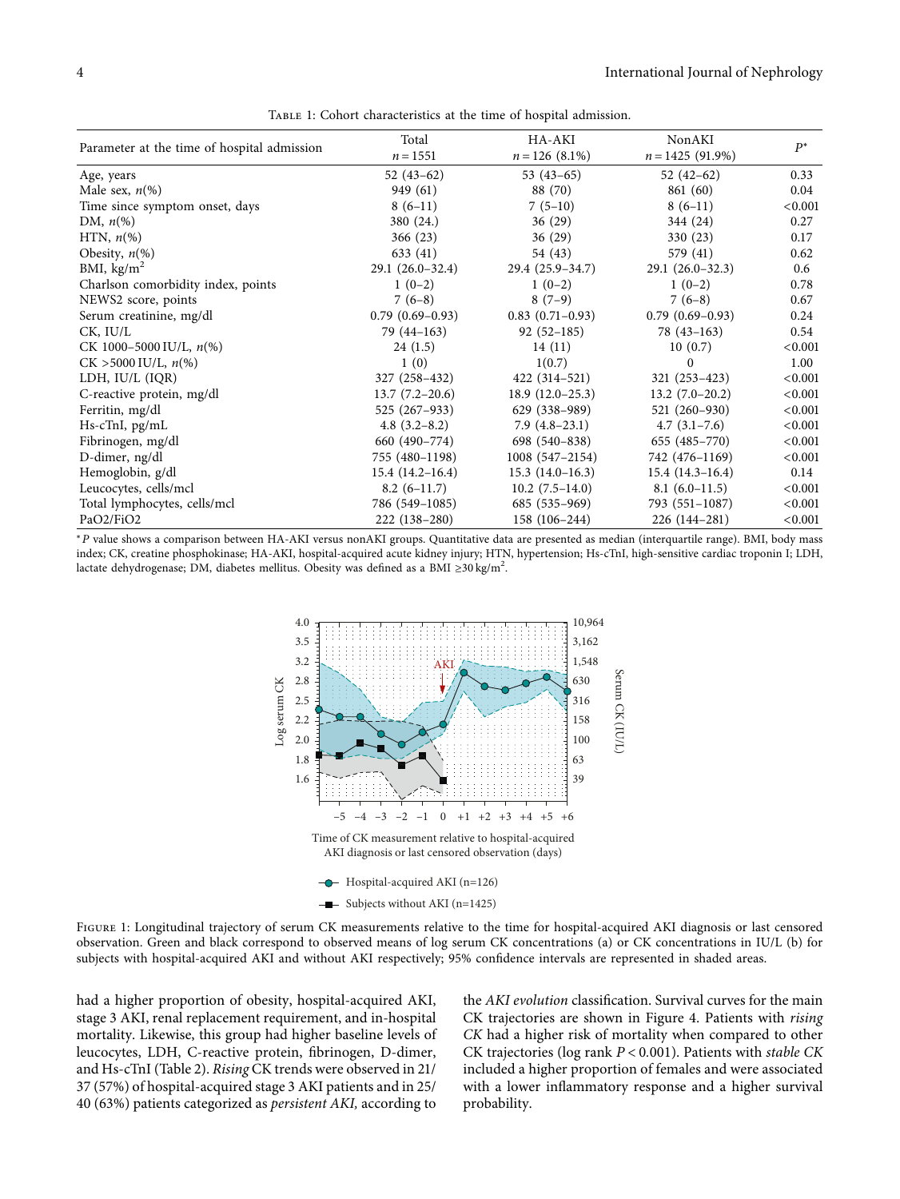Table 1: Cohort characteristics at the time of hospital admission.

| Parameter at the time of hospital admission | Total $n = 1551$ | HA-AKI $n = 126$ (8.1%) | NonAKI $n = 1425$ (91.9%) | $P^*$ |
|---|---|---|---|---|
| Age, years | 52 (43–62) | 53 (43–65) | 52 (42–62) | 0.33 |
| Male sex, $n$(%) | 949 (61) | 88 (70) | 861 (60) | 0.04 |
| Time since symptom onset, days | 8 (6–11) | 7 (5–10) | 8 (6–11) | <0.001 |
| DM, $n$(%) | 380 (24.) | 36 (29) | 344 (24) | 0.27 |
| HTN, $n$(%) | 366 (23) | 36 (29) | 330 (23) | 0.17 |
| Obesity, $n$(%) | 633 (41) | 54 (43) | 579 (41) | 0.62 |
| BMI, kg/m$^2$ | 29.1 (26.0–32.4) | 29.4 (25.9–34.7) | 29.1 (26.0–32.3) | 0.6 |
| Charlson comorbidity index, points | 1 (0–2) | 1 (0–2) | 1 (0–2) | 0.78 |
| NEWS2 score, points | 7 (6–8) | 8 (7–9) | 7 (6–8) | 0.67 |
| Serum creatinine, mg/dl | 0.79 (0.69–0.93) | 0.83 (0.71–0.93) | 0.79 (0.69–0.93) | 0.24 |
| CK, IU/L | 79 (44–163) | 92 (52–185) | 78 (43–163) | 0.54 |
| CK 1000–5000 IU/L, $n$(%) | 24 (1.5) | 14 (11) | 10 (0.7) | <0.001 |
| CK >5000 IU/L, $n$(%) | 1 (0) | 1(0.7) | 0 | 1.00 |
| LDH, IU/L (IQR) | 327 (258–432) | 422 (314–521) | 321 (253–423) | <0.001 |
| C-reactive protein, mg/dl | 13.7 (7.2–20.6) | 18.9 (12.0–25.3) | 13.2 (7.0–20.2) | <0.001 |
| Ferritin, mg/dl | 525 (267–933) | 629 (338–989) | 521 (260–930) | <0.001 |
| Hs-cTnI, pg/mL | 4.8 (3.2–8.2) | 7.9 (4.8–23.1) | 4.7 (3.1–7.6) | <0.001 |
| Fibrinogen, mg/dl | 660 (490–774) | 698 (540–838) | 655 (485–770) | <0.001 |
| D-dimer, ng/dl | 755 (480–1198) | 1008 (547–2154) | 742 (476–1169) | <0.001 |
| Hemoglobin, g/dl | 15.4 (14.2–16.4) | 15.3 (14.0–16.3) | 15.4 (14.3–16.4) | 0.14 |
| Leucocytes, cells/mcl | 8.2 (6–11.7) | 10.2 (7.5–14.0) | 8.1 (6.0–11.5) | <0.001 |
| Total lymphocytes, cells/mcl | 786 (549–1085) | 685 (535–969) | 793 (551–1087) | <0.001 |
| PaO2/FiO2 | 222 (138–280) | 158 (106–244) | 226 (144–281) | <0.001 |

$^*P$ value shows a comparison between HA-AKI versus nonAKI groups. Quantitative data are presented as median (interquartile range). BMI, body mass index; CK, creatine phosphokinase; HA-AKI, hospital-acquired acute kidney injury; HTN, hypertension; Hs-cTnI, high-sensitive cardiac troponin I; LDH, lactate dehydrogenase; DM, diabetes mellitus. Obesity was defined as a BMI ≥30 kg/m$^2$.

Figure 1: Longitudinal trajectory of serum CK measurements relative to the time for hospital-acquired AKI diagnosis or last censored observation. Green and black correspond to observed means of log serum CK concentrations (a) or CK concentrations in IU/L (b) for subjects with hospital-acquired AKI and without AKI respectively; 95% confidence intervals are represented in shaded areas.

had a higher proportion of obesity, hospital-acquired AKI, stage 3 AKI, renal replacement requirement, and in-hospital mortality. Likewise, this group had higher baseline levels of leucocytes, LDH, C-reactive protein, fibrinogen, D-dimer, and Hs-cTnI (Table 2). *Rising* CK trends were observed in 21/37 (57%) of hospital-acquired stage 3 AKI patients and in 25/40 (63%) patients categorized as *persistent AKI*, according to the *AKI evolution* classification. Survival curves for the main CK trajectories are shown in Figure 4. Patients with *rising CK* had a higher risk of mortality when compared to other CK trajectories (log rank $P < 0.001$). Patients with *stable CK* included a higher proportion of females and were associated with a lower inflammatory response and a higher survival probability.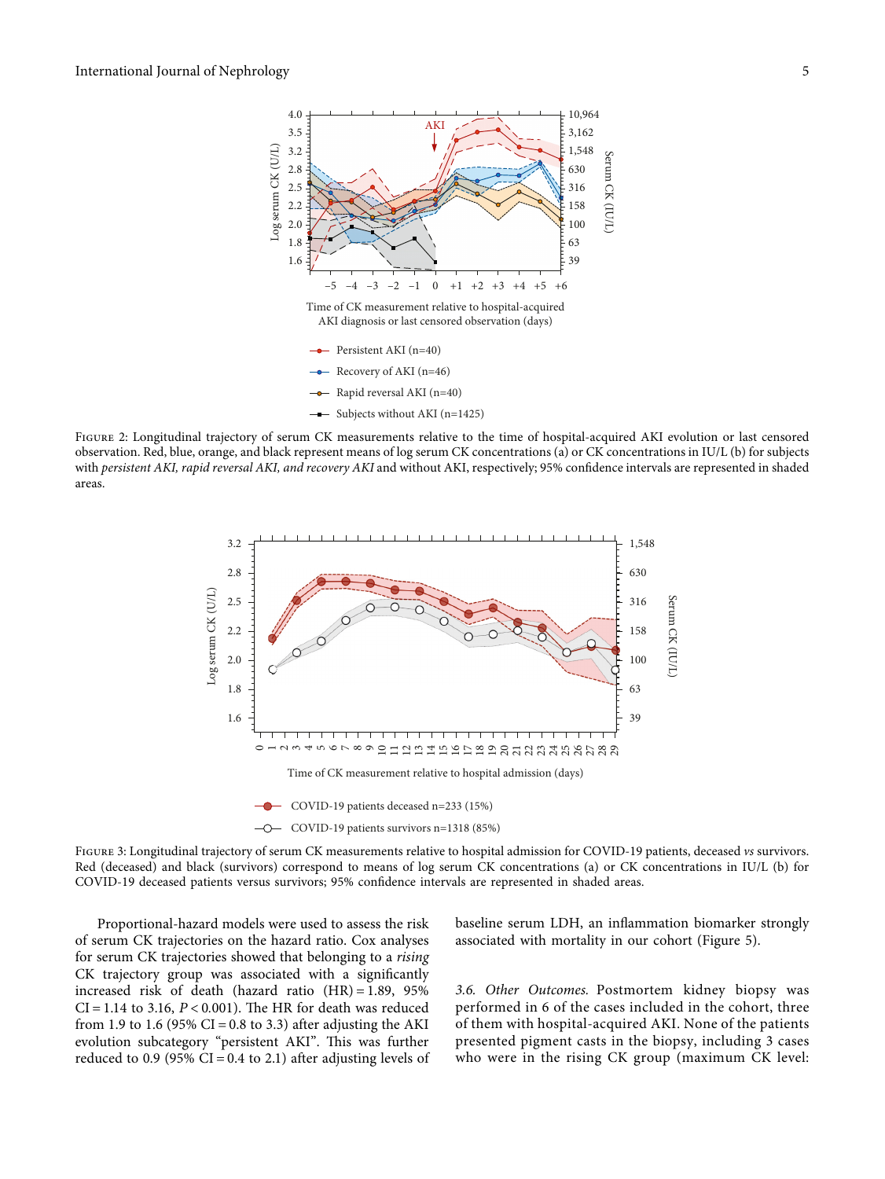Figure 2: Longitudinal trajectory of serum CK measurements relative to the time of hospital-acquired AKI evolution or last censored observation. Red, blue, orange, and black represent means of log serum CK concentrations (a) or CK concentrations in IU/L (b) for subjects with *persistent AKI, rapid reversal AKI, and recovery AKI* and without AKI, respectively; 95% confidence intervals are represented in shaded areas.

Figure 3: Longitudinal trajectory of serum CK measurements relative to hospital admission for COVID-19 patients, deceased *vs* survivors. Red (deceased) and black (survivors) correspond to means of log serum CK concentrations (a) or CK concentrations in IU/L (b) for COVID-19 deceased patients versus survivors; 95% confidence intervals are represented in shaded areas.

Proportional-hazard models were used to assess the risk of serum CK trajectories on the hazard ratio. Cox analyses for serum CK trajectories showed that belonging to a *rising* CK trajectory group was associated with a significantly increased risk of death (hazard ratio (HR) = 1.89, 95% CI = 1.14 to 3.16, $P < 0.001$). The HR for death was reduced from 1.9 to 1.6 (95% CI = 0.8 to 3.3) after adjusting the AKI evolution subcategory "persistent AKI". This was further reduced to 0.9 (95% CI = 0.4 to 2.1) after adjusting levels of baseline serum LDH, an inflammation biomarker strongly associated with mortality in our cohort (Figure 5).

*3.6. Other Outcomes.* Postmortem kidney biopsy was performed in 6 of the cases included in the cohort, three of them with hospital-acquired AKI. None of the patients presented pigment casts in the biopsy, including 3 cases who were in the rising CK group (maximum CK level: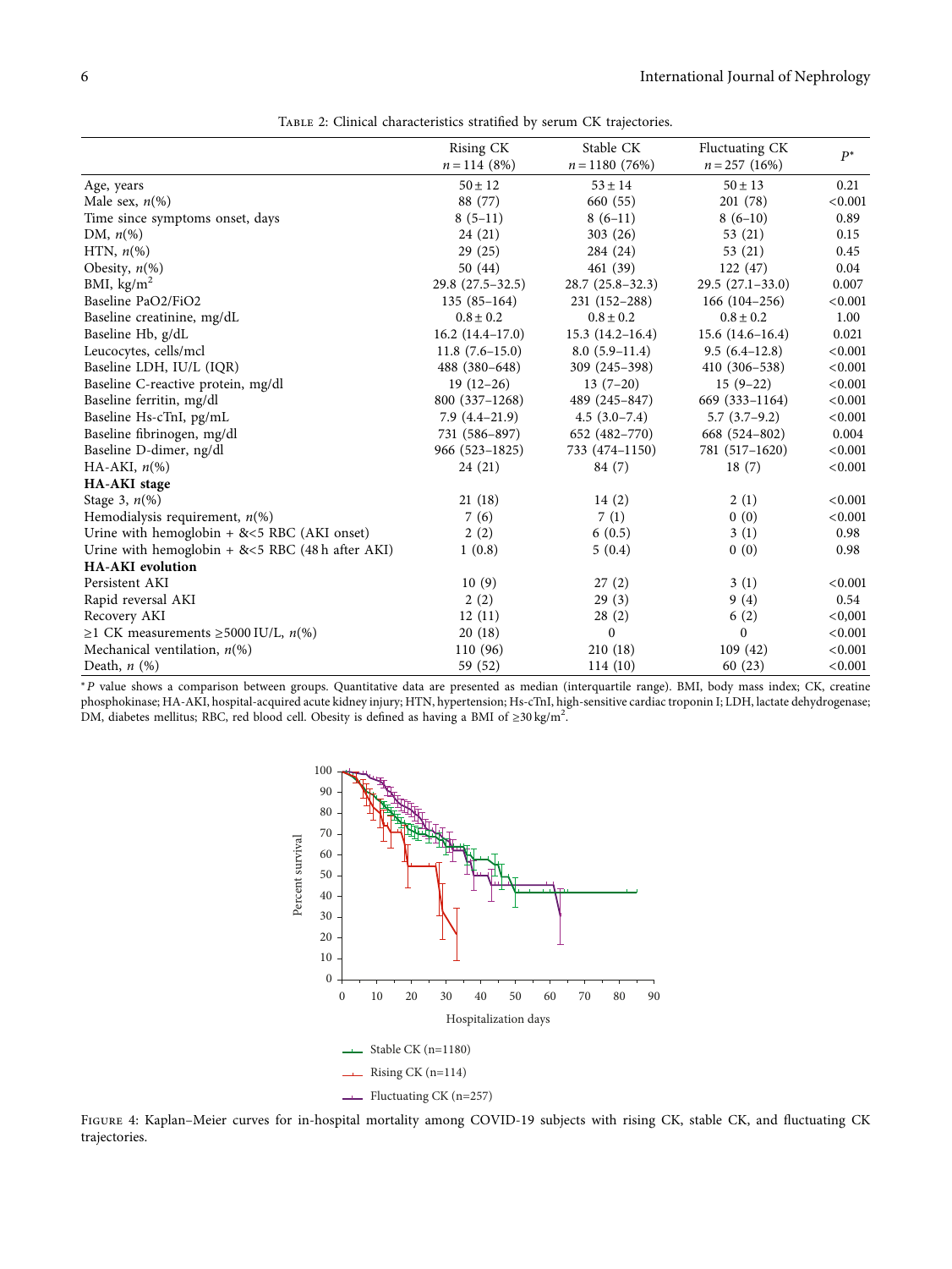Table 2: Clinical characteristics stratified by serum CK trajectories.

| | Rising CK $n = 114$ (8%) | Stable CK $n = 1180$ (76%) | Fluctuating CK $n = 257$ (16%) | $P^*$ |
|---|---|---|---|---|
| Age, years | $50 \pm 12$ | $53 \pm 14$ | $50 \pm 13$ | 0.21 |
| Male sex, $n$(%) | 88 (77) | 660 (55) | 201 (78) | <0.001 |
| Time since symptoms onset, days | 8 (5–11) | 8 (6–11) | 8 (6–10) | 0.89 |
| DM, $n$(%) | 24 (21) | 303 (26) | 53 (21) | 0.15 |
| HTN, $n$(%) | 29 (25) | 284 (24) | 53 (21) | 0.45 |
| Obesity, $n$(%) | 50 (44) | 461 (39) | 122 (47) | 0.04 |
| BMI, kg/m$^2$ | 29.8 (27.5–32.5) | 28.7 (25.8–32.3) | 29.5 (27.1–33.0) | 0.007 |
| Baseline PaO2/FiO2 | 135 (85–164) | 231 (152–288) | 166 (104–256) | <0.001 |
| Baseline creatinine, mg/dL | $0.8 \pm 0.2$ | $0.8 \pm 0.2$ | $0.8 \pm 0.2$ | 1.00 |
| Baseline Hb, g/dL | 16.2 (14.4–17.0) | 15.3 (14.2–16.4) | 15.6 (14.6–16.4) | 0.021 |
| Leucocytes, cells/mcl | 11.8 (7.6–15.0) | 8.0 (5.9–11.4) | 9.5 (6.4–12.8) | <0.001 |
| Baseline LDH, IU/L (IQR) | 488 (380–648) | 309 (245–398) | 410 (306–538) | <0.001 |
| Baseline C-reactive protein, mg/dl | 19 (12–26) | 13 (7–20) | 15 (9–22) | <0.001 |
| Baseline ferritin, mg/dl | 800 (337–1268) | 489 (245–847) | 669 (333–1164) | <0.001 |
| Baseline Hs-cTnI, pg/mL | 7.9 (4.4–21.9) | 4.5 (3.0–7.4) | 5.7 (3.7–9.2) | <0.001 |
| Baseline fibrinogen, mg/dl | 731 (586–897) | 652 (482–770) | 668 (524–802) | 0.004 |
| Baseline D-dimer, ng/dl | 966 (523–1825) | 733 (474–1150) | 781 (517–1620) | <0.001 |
| HA-AKI, $n$(%) | 24 (21) | 84 (7) | 18 (7) | <0.001 |
| **HA-AKI stage** | | | | |
| Stage 3, $n$(%) | 21 (18) | 14 (2) | 2 (1) | <0.001 |
| Hemodialysis requirement, $n$(%) | 7 (6) | 7 (1) | 0 (0) | <0.001 |
| Urine with hemoglobin + &<5 RBC (AKI onset) | 2 (2) | 6 (0.5) | 3 (1) | 0.98 |
| Urine with hemoglobin + &<5 RBC (48 h after AKI) | 1 (0.8) | 5 (0.4) | 0 (0) | 0.98 |
| **HA-AKI evolution** | | | | |
| Persistent AKI | 10 (9) | 27 (2) | 3 (1) | <0.001 |
| Rapid reversal AKI | 2 (2) | 29 (3) | 9 (4) | 0.54 |
| Recovery AKI | 12 (11) | 28 (2) | 6 (2) | <0,001 |
| ≥1 CK measurements ≥5000 IU/L, $n$(%) | 20 (18) | 0 | 0 | <0.001 |
| Mechanical ventilation, $n$(%) | 110 (96) | 210 (18) | 109 (42) | <0.001 |
| Death, $n$ (%) | 59 (52) | 114 (10) | 60 (23) | <0.001 |

$^*P$ value shows a comparison between groups. Quantitative data are presented as median (interquartile range). BMI, body mass index; CK, creatine phosphokinase; HA-AKI, hospital-acquired acute kidney injury; HTN, hypertension; Hs-cTnI, high-sensitive cardiac troponin I; LDH, lactate dehydrogenase; DM, diabetes mellitus; RBC, red blood cell. Obesity is defined as having a BMI of ≥30 kg/m$^2$.

Figure 4: Kaplan–Meier curves for in-hospital mortality among COVID-19 subjects with rising CK, stable CK, and fluctuating CK trajectories.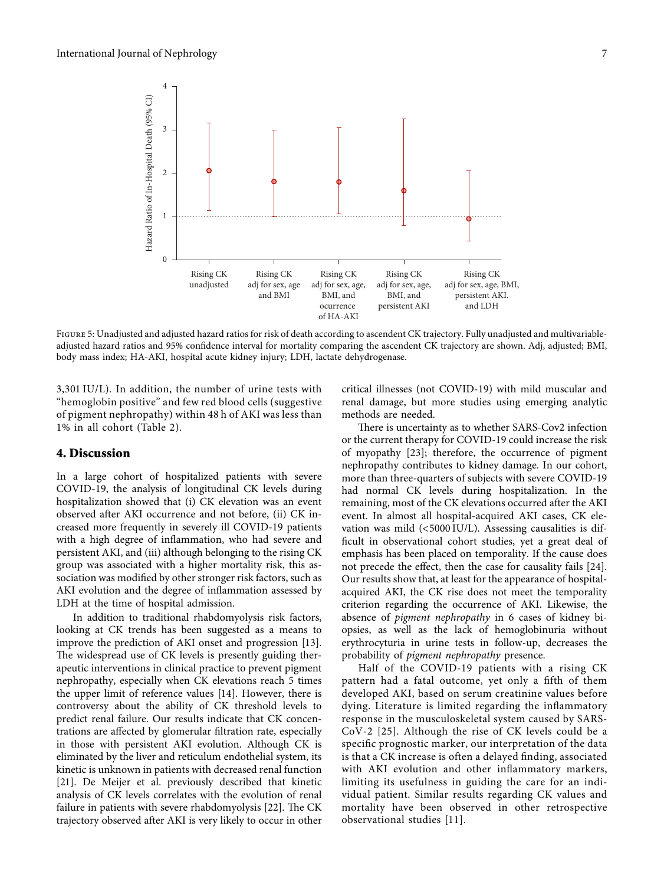Figure 5: Unadjusted and adjusted hazard ratios for risk of death according to ascendent CK trajectory. Fully unadjusted and multivariable-adjusted hazard ratios and 95% confidence interval for mortality comparing the ascendent CK trajectory are shown. Adj, adjusted; BMI, body mass index; HA-AKI, hospital acute kidney injury; LDH, lactate dehydrogenase.

3,301 IU/L). In addition, the number of urine tests with "hemoglobin positive" and few red blood cells (suggestive of pigment nephropathy) within 48 h of AKI was less than 1% in all cohort (Table 2).

## 4. Discussion

In a large cohort of hospitalized patients with severe COVID-19, the analysis of longitudinal CK levels during hospitalization showed that (i) CK elevation was an event observed after AKI occurrence and not before, (ii) CK increased more frequently in severely ill COVID-19 patients with a high degree of inflammation, who had severe and persistent AKI, and (iii) although belonging to the rising CK group was associated with a higher mortality risk, this association was modified by other stronger risk factors, such as AKI evolution and the degree of inflammation assessed by LDH at the time of hospital admission.

In addition to traditional rhabdomyolysis risk factors, looking at CK trends has been suggested as a means to improve the prediction of AKI onset and progression [13]. The widespread use of CK levels is presently guiding therapeutic interventions in clinical practice to prevent pigment nephropathy, especially when CK elevations reach 5 times the upper limit of reference values [14]. However, there is controversy about the ability of CK threshold levels to predict renal failure. Our results indicate that CK concentrations are affected by glomerular filtration rate, especially in those with persistent AKI evolution. Although CK is eliminated by the liver and reticulum endothelial system, its kinetic is unknown in patients with decreased renal function [21]. De Meijer et al. previously described that kinetic analysis of CK levels correlates with the evolution of renal failure in patients with severe rhabdomyolysis [22]. The CK trajectory observed after AKI is very likely to occur in other critical illnesses (not COVID-19) with mild muscular and renal damage, but more studies using emerging analytic methods are needed.

There is uncertainty as to whether SARS-Cov2 infection or the current therapy for COVID-19 could increase the risk of myopathy [23]; therefore, the occurrence of pigment nephropathy contributes to kidney damage. In our cohort, more than three-quarters of subjects with severe COVID-19 had normal CK levels during hospitalization. In the remaining, most of the CK elevations occurred after the AKI event. In almost all hospital-acquired AKI cases, CK elevation was mild (<5000 IU/L). Assessing causalities is difficult in observational cohort studies, yet a great deal of emphasis has been placed on temporality. If the cause does not precede the effect, then the case for causality fails [24]. Our results show that, at least for the appearance of hospital-acquired AKI, the CK rise does not meet the temporality criterion regarding the occurrence of AKI. Likewise, the absence of *pigment nephropathy* in 6 cases of kidney biopsies, as well as the lack of hemoglobinuria without erythrocyturia in urine tests in follow-up, decreases the probability of *pigment nephropathy* presence.

Half of the COVID-19 patients with a rising CK pattern had a fatal outcome, yet only a fifth of them developed AKI, based on serum creatinine values before dying. Literature is limited regarding the inflammatory response in the musculoskeletal system caused by SARS-CoV-2 [25]. Although the rise of CK levels could be a specific prognostic marker, our interpretation of the data is that a CK increase is often a delayed finding, associated with AKI evolution and other inflammatory markers, limiting its usefulness in guiding the care for an individual patient. Similar results regarding CK values and mortality have been observed in other retrospective observational studies [11].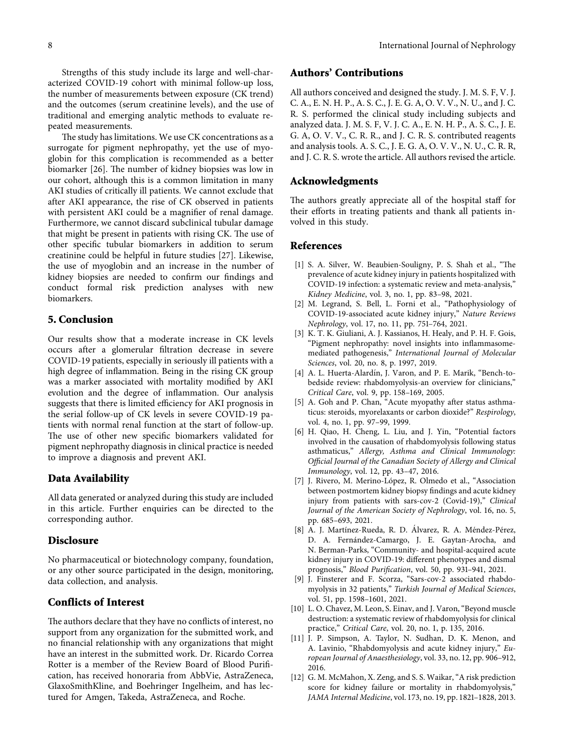Strengths of this study include its large and well-characterized COVID-19 cohort with minimal follow-up loss, the number of measurements between exposure (CK trend) and the outcomes (serum creatinine levels), and the use of traditional and emerging analytic methods to evaluate repeated measurements.

The study has limitations. We use CK concentrations as a surrogate for pigment nephropathy, yet the use of myoglobin for this complication is recommended as a better biomarker [26]. The number of kidney biopsies was low in our cohort, although this is a common limitation in many AKI studies of critically ill patients. We cannot exclude that after AKI appearance, the rise of CK observed in patients with persistent AKI could be a magnifier of renal damage. Furthermore, we cannot discard subclinical tubular damage that might be present in patients with rising CK. The use of other specific tubular biomarkers in addition to serum creatinine could be helpful in future studies [27]. Likewise, the use of myoglobin and an increase in the number of kidney biopsies are needed to confirm our findings and conduct formal risk prediction analyses with new biomarkers.

## 5. Conclusion

Our results show that a moderate increase in CK levels occurs after a glomerular filtration decrease in severe COVID-19 patients, especially in seriously ill patients with a high degree of inflammation. Being in the rising CK group was a marker associated with mortality modified by AKI evolution and the degree of inflammation. Our analysis suggests that there is limited efficiency for AKI prognosis in the serial follow-up of CK levels in severe COVID-19 patients with normal renal function at the start of follow-up. The use of other new specific biomarkers validated for pigment nephropathy diagnosis in clinical practice is needed to improve a diagnosis and prevent AKI.

## Data Availability

All data generated or analyzed during this study are included in this article. Further enquiries can be directed to the corresponding author.

## Disclosure

No pharmaceutical or biotechnology company, foundation, or any other source participated in the design, monitoring, data collection, and analysis.

## Conflicts of Interest

The authors declare that they have no conflicts of interest, no support from any organization for the submitted work, and no financial relationship with any organizations that might have an interest in the submitted work. Dr. Ricardo Correa Rotter is a member of the Review Board of Blood Purification, has received honoraria from AbbVie, AstraZeneca, GlaxoSmithKline, and Boehringer Ingelheim, and has lectured for Amgen, Takeda, AstraZeneca, and Roche.

## Authors' Contributions

All authors conceived and designed the study. J. M. S. F, V. J. C. A., E. N. H. P., A. S. C., J. E. G. A, O. V. V., N. U., and J. C. R. S. performed the clinical study including subjects and analyzed data. J. M. S. F, V. J. C. A., E. N. H. P., A. S. C., J. E. G. A, O. V. V., C. R. R., and J. C. R. S. contributed reagents and analysis tools. A. S. C., J. E. G. A, O. V. V., N. U., C. R. R, and J. C. R. S. wrote the article. All authors revised the article.

## Acknowledgments

The authors greatly appreciate all of the hospital staff for their efforts in treating patients and thank all patients involved in this study.

## References

[1] S. A. Silver, W. Beaubien-Souligny, P. S. Shah et al., "The prevalence of acute kidney injury in patients hospitalized with COVID-19 infection: a systematic review and meta-analysis," *Kidney Medicine*, vol. 3, no. 1, pp. 83–98, 2021.

[2] M. Legrand, S. Bell, L. Forni et al., "Pathophysiology of COVID-19-associated acute kidney injury," *Nature Reviews Nephrology*, vol. 17, no. 11, pp. 751–764, 2021.

[3] K. T. K. Giuliani, A. J. Kassianos, H. Healy, and P. H. F. Gois, "Pigment nephropathy: novel insights into inflammasome-mediated pathogenesis," *International Journal of Molecular Sciences*, vol. 20, no. 8, p. 1997, 2019.

[4] A. L. Huerta-Alardín, J. Varon, and P. E. Marik, "Bench-to-bedside review: rhabdomyolysis-an overview for clinicians," *Critical Care*, vol. 9, pp. 158–169, 2005.

[5] A. Goh and P. Chan, "Acute myopathy after status asthmaticus: steroids, myorelaxants or carbon dioxide?" *Respirology*, vol. 4, no. 1, pp. 97–99, 1999.

[6] H. Qiao, H. Cheng, L. Liu, and J. Yin, "Potential factors involved in the causation of rhabdomyolysis following status asthmaticus," *Allergy, Asthma and Clinical Immunology: Official Journal of the Canadian Society of Allergy and Clinical Immunology*, vol. 12, pp. 43–47, 2016.

[7] J. Rivero, M. Merino-López, R. Olmedo et al., "Association between postmortem kidney biopsy findings and acute kidney injury from patients with sars-cov-2 (Covid-19)," *Clinical Journal of the American Society of Nephrology*, vol. 16, no. 5, pp. 685–693, 2021.

[8] A. J. Martínez-Rueda, R. D. Álvarez, R. A. Méndez-Pérez, D. A. Fernández-Camargo, J. E. Gaytan-Arocha, and N. Berman-Parks, "Community- and hospital-acquired acute kidney injury in COVID-19: different phenotypes and dismal prognosis," *Blood Purification*, vol. 50, pp. 931–941, 2021.

[9] J. Finsterer and F. Scorza, "Sars-cov-2 associated rhabdomyolysis in 32 patients," *Turkish Journal of Medical Sciences*, vol. 51, pp. 1598–1601, 2021.

[10] L. O. Chavez, M. Leon, S. Einav, and J. Varon, "Beyond muscle destruction: a systematic review of rhabdomyolysis for clinical practice," *Critical Care*, vol. 20, no. 1, p. 135, 2016.

[11] J. P. Simpson, A. Taylor, N. Sudhan, D. K. Menon, and A. Lavinio, "Rhabdomyolysis and acute kidney injury," *European Journal of Anaesthesiology*, vol. 33, no. 12, pp. 906–912, 2016.

[12] G. M. McMahon, X. Zeng, and S. S. Waikar, "A risk prediction score for kidney failure or mortality in rhabdomyolysis," *JAMA Internal Medicine*, vol. 173, no. 19, pp. 1821–1828, 2013.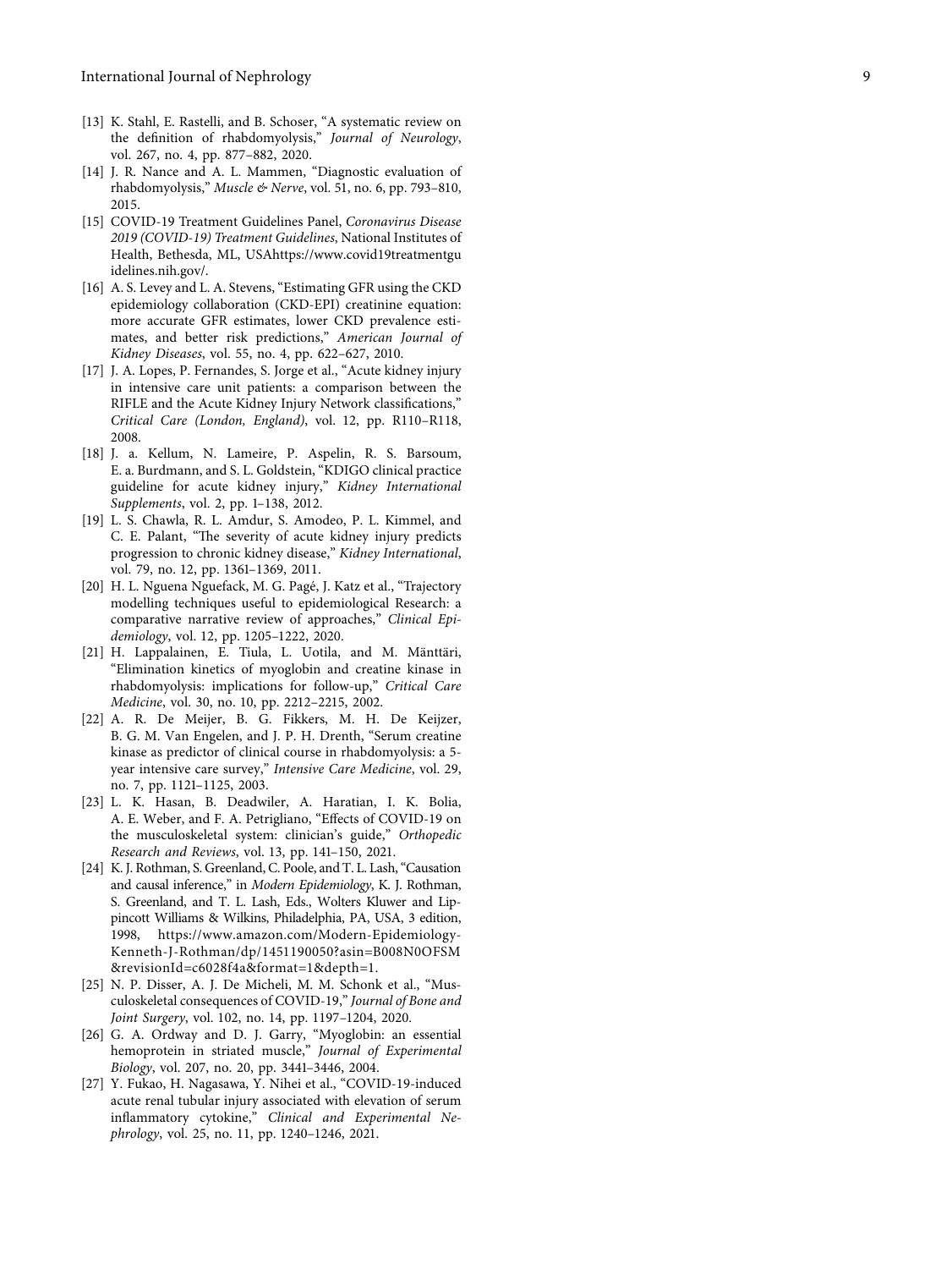[13] K. Stahl, E. Rastelli, and B. Schoser, "A systematic review on the definition of rhabdomyolysis," *Journal of Neurology*, vol. 267, no. 4, pp. 877–882, 2020.

[14] J. R. Nance and A. L. Mammen, "Diagnostic evaluation of rhabdomyolysis," *Muscle & Nerve*, vol. 51, no. 6, pp. 793–810, 2015.

[15] COVID-19 Treatment Guidelines Panel, *Coronavirus Disease 2019 (COVID-19) Treatment Guidelines*, National Institutes of Health, Bethesda, ML, USAhttps://www.covid19treatmentguidelines.nih.gov/.

[16] A. S. Levey and L. A. Stevens, "Estimating GFR using the CKD epidemiology collaboration (CKD-EPI) creatinine equation: more accurate GFR estimates, lower CKD prevalence estimates, and better risk predictions," *American Journal of Kidney Diseases*, vol. 55, no. 4, pp. 622–627, 2010.

[17] J. A. Lopes, P. Fernandes, S. Jorge et al., "Acute kidney injury in intensive care unit patients: a comparison between the RIFLE and the Acute Kidney Injury Network classifications," *Critical Care (London, England)*, vol. 12, pp. R110–R118, 2008.

[18] J. a. Kellum, N. Lameire, P. Aspelin, R. S. Barsoum, E. a. Burdmann, and S. L. Goldstein, "KDIGO clinical practice guideline for acute kidney injury," *Kidney International Supplements*, vol. 2, pp. 1–138, 2012.

[19] L. S. Chawla, R. L. Amdur, S. Amodeo, P. L. Kimmel, and C. E. Palant, "The severity of acute kidney injury predicts progression to chronic kidney disease," *Kidney International*, vol. 79, no. 12, pp. 1361–1369, 2011.

[20] H. L. Nguena Nguefack, M. G. Pagé, J. Katz et al., "Trajectory modelling techniques useful to epidemiological Research: a comparative narrative review of approaches," *Clinical Epidemiology*, vol. 12, pp. 1205–1222, 2020.

[21] H. Lappalainen, E. Tiula, L. Uotila, and M. Mänttäri, "Elimination kinetics of myoglobin and creatine kinase in rhabdomyolysis: implications for follow-up," *Critical Care Medicine*, vol. 30, no. 10, pp. 2212–2215, 2002.

[22] A. R. De Meijer, B. G. Fikkers, M. H. De Keijzer, B. G. M. Van Engelen, and J. P. H. Drenth, "Serum creatine kinase as predictor of clinical course in rhabdomyolysis: a 5-year intensive care survey," *Intensive Care Medicine*, vol. 29, no. 7, pp. 1121–1125, 2003.

[23] L. K. Hasan, B. Deadwiler, A. Haratian, I. K. Bolia, A. E. Weber, and F. A. Petrigliano, "Effects of COVID-19 on the musculoskeletal system: clinician's guide," *Orthopedic Research and Reviews*, vol. 13, pp. 141–150, 2021.

[24] K. J. Rothman, S. Greenland, C. Poole, and T. L. Lash, "Causation and causal inference," in *Modern Epidemiology*, K. J. Rothman, S. Greenland, and T. L. Lash, Eds., Wolters Kluwer and Lippincott Williams & Wilkins, Philadelphia, PA, USA, 3 edition, 1998, https://www.amazon.com/Modern-Epidemiology-Kenneth-J-Rothman/dp/1451190050?asin=B008N0OFSM&revisionId=c6028f4a&format=1&depth=1.

[25] N. P. Disser, A. J. De Micheli, M. M. Schonk et al., "Musculoskeletal consequences of COVID-19," *Journal of Bone and Joint Surgery*, vol. 102, no. 14, pp. 1197–1204, 2020.

[26] G. A. Ordway and D. J. Garry, "Myoglobin: an essential hemoprotein in striated muscle," *Journal of Experimental Biology*, vol. 207, no. 20, pp. 3441–3446, 2004.

[27] Y. Fukao, H. Nagasawa, Y. Nihei et al., "COVID-19-induced acute renal tubular injury associated with elevation of serum inflammatory cytokine," *Clinical and Experimental Nephrology*, vol. 25, no. 11, pp. 1240–1246, 2021.